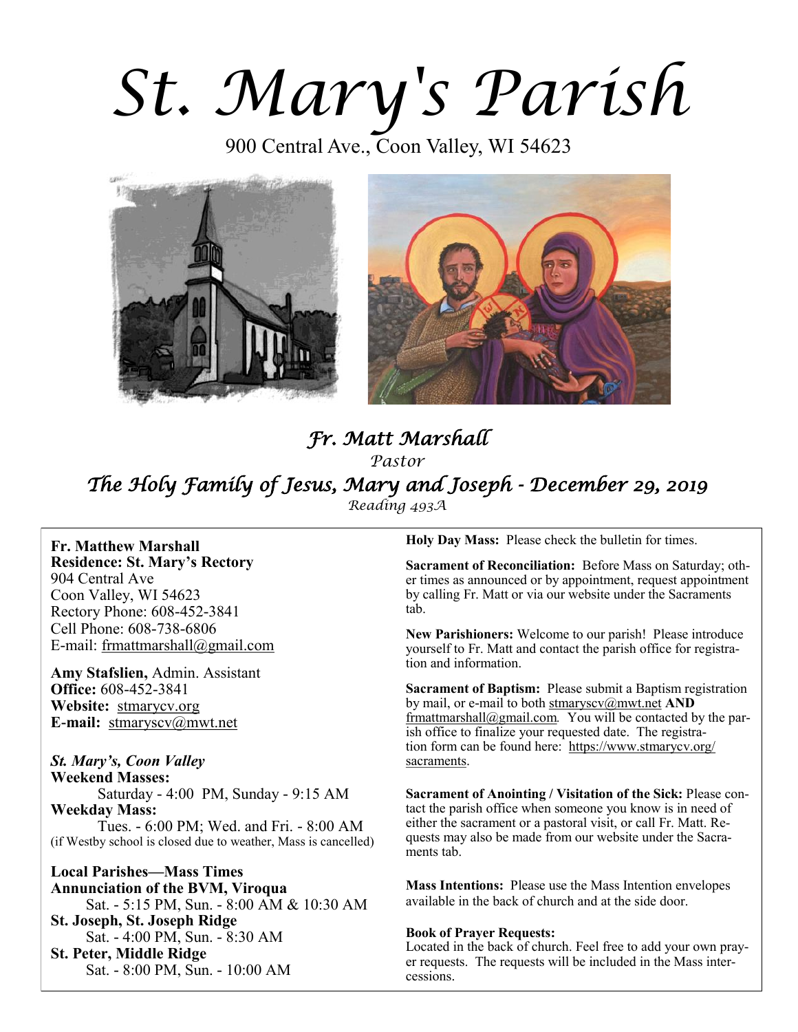# St. Mary's Parish

900 Central Ave., Coon Valley, WI 54623

*Fr. Matt Marshall*

*Pastor*

## *The Holy Family of Jesus, Mary and Joseph - December 29, 2019*

*Reading 493A*

**Fr. Matthew Marshall**
**Residence: St. Mary's Rectory**
904 Central Ave
Coon Valley, WI 54623
Rectory Phone: 608-452-3841
Cell Phone: 608-738-6806
E-mail: frmattmarshall@gmail.com

**Amy Stafslien,** Admin. Assistant
**Office:** 608-452-3841
**Website:** stmarycv.org
**E-mail:** stmaryscv@mwt.net

***St. Mary's, Coon Valley***
**Weekend Masses:**
Saturday - 4:00 PM, Sunday - 9:15 AM
**Weekday Mass:**
Tues. - 6:00 PM; Wed. and Fri. - 8:00 AM
(if Westby school is closed due to weather, Mass is cancelled)

**Local Parishes—Mass Times**
**Annunciation of the BVM, Viroqua**
Sat. - 5:15 PM, Sun. - 8:00 AM & 10:30 AM
**St. Joseph, St. Joseph Ridge**
Sat. - 4:00 PM, Sun. - 8:30 AM
**St. Peter, Middle Ridge**
Sat. - 8:00 PM, Sun. - 10:00 AM

**Holy Day Mass:** Please check the bulletin for times.

**Sacrament of Reconciliation:** Before Mass on Saturday; other times as announced or by appointment, request appointment by calling Fr. Matt or via our website under the Sacraments tab.

**New Parishioners:** Welcome to our parish! Please introduce yourself to Fr. Matt and contact the parish office for registration and information.

**Sacrament of Baptism:** Please submit a Baptism registration by mail, or e-mail to both stmaryscv@mwt.net **AND** frmattmarshall@gmail.com. You will be contacted by the parish office to finalize your requested date. The registration form can be found here: https://www.stmarycv.org/sacraments.

**Sacrament of Anointing / Visitation of the Sick:** Please contact the parish office when someone you know is in need of either the sacrament or a pastoral visit, or call Fr. Matt. Requests may also be made from our website under the Sacraments tab.

**Mass Intentions:** Please use the Mass Intention envelopes available in the back of church and at the side door.

**Book of Prayer Requests:**
Located in the back of church. Feel free to add your own prayer requests. The requests will be included in the Mass intercessions.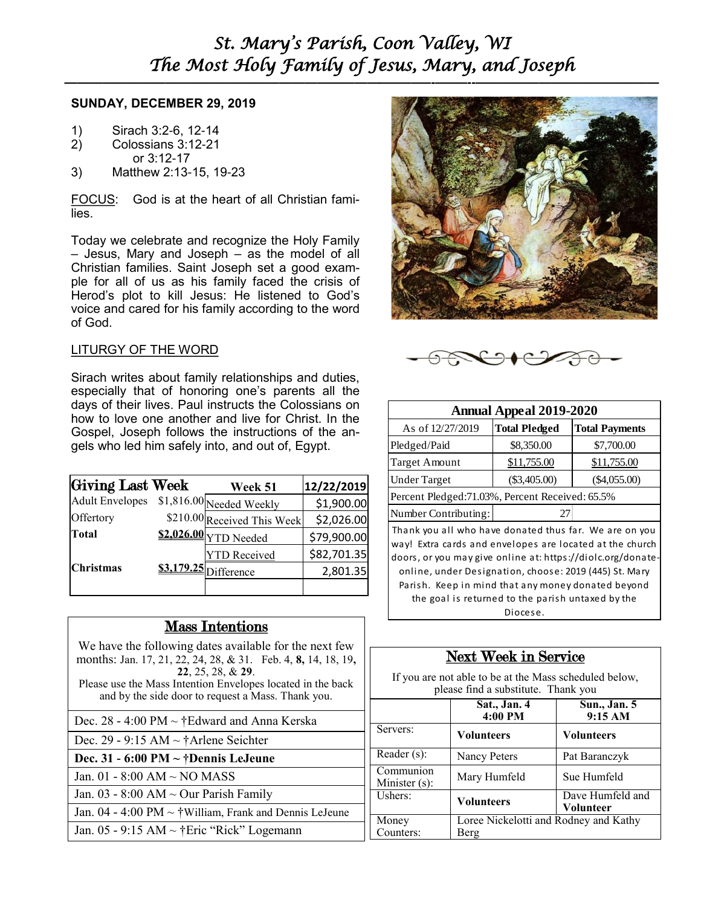# St. Mary's Parish, Coon Valley, WI
# The Most Holy Family of Jesus, Mary, and Joseph

**SUNDAY, DECEMBER 29, 2019**

1) Sirach 3:2-6, 12-14
2) Colossians 3:12-21 or 3:12-17
3) Matthew 2:13-15, 19-23

FOCUS: God is at the heart of all Christian families.

Today we celebrate and recognize the Holy Family – Jesus, Mary and Joseph – as the model of all Christian families. Saint Joseph set a good example for all of us as his family faced the crisis of Herod's plot to kill Jesus: He listened to God's voice and cared for his family according to the word of God.

LITURGY OF THE WORD

Sirach writes about family relationships and duties, especially that of honoring one's parents all the days of their lives. Paul instructs the Colossians on how to love one another and live for Christ. In the Gospel, Joseph follows the instructions of the angels who led him safely into, and out of, Egypt.

| Giving Last Week | | Week 51 | 12/22/2019 |
|---|---|---|---|
| Adult Envelopes | $1,816.00 | Needed Weekly | $1,900.00 |
| Offertory | $210.00 | Received This Week | $2,026.00 |
| **Total** | **$2,026.00** | YTD Needed | $79,900.00 |
| | | YTD Received | $82,701.35 |
| **Christmas** | **$3,179.25** | Difference | 2,801.35 |

## Mass Intentions

We have the following dates available for the next few months: Jan. 17, 21, 22, 24, 28, & 31. Feb. 4, **8,** 14, 18, 19, **22**, 25, 28, & **29**.
Please use the Mass Intention Envelopes located in the back and by the side door to request a Mass. Thank you.

- Dec. 28 - 4:00 PM ~ †Edward and Anna Kerska
- Dec. 29 - 9:15 AM ~ †Arlene Seichter
- **Dec. 31 - 6:00 PM ~ †Dennis LeJeune**
- Jan. 01 - 8:00 AM ~ NO MASS
- Jan. 03 - 8:00 AM ~ Our Parish Family
- Jan. 04 - 4:00 PM ~ †William, Frank and Dennis LeJeune
- Jan. 05 - 9:15 AM ~ †Eric "Rick" Logemann

| Annual Appeal 2019-2020 | | |
|---|---|---|
| As of 12/27/2019 | **Total Pledged** | **Total Payments** |
| Pledged/Paid | $8,350.00 | $7,700.00 |
| Target Amount | $11,755.00 | $11,755.00 |
| Under Target | ($3,405.00) | ($4,055.00) |
| Percent Pledged:71.03%, Percent Received: 65.5% | | |
| Number Contributing: | 27 | |

Thank you all who have donated thus far. We are on you way! Extra cards and envelopes are located at the church doors, or you may give online at: https://diolc.org/donate-online, under Designation, choose: 2019 (445) St. Mary Parish. Keep in mind that any money donated beyond the goal is returned to the parish untaxed by the Diocese.

## Next Week in Service

If you are not able to be at the Mass scheduled below, please find a substitute. Thank you

| | Sat., Jan. 4 4:00 PM | Sun., Jan. 5 9:15 AM |
|---|---|---|
| Servers: | **Volunteers** | **Volunteers** |
| Reader (s): | Nancy Peters | Pat Baranczyk |
| Communion Minister (s): | Mary Humfeld | Sue Humfeld |
| Ushers: | **Volunteers** | Dave Humfeld and Volunteer |
| Money Counters: | Loree Nickelotti and Rodney and Kathy Berg | |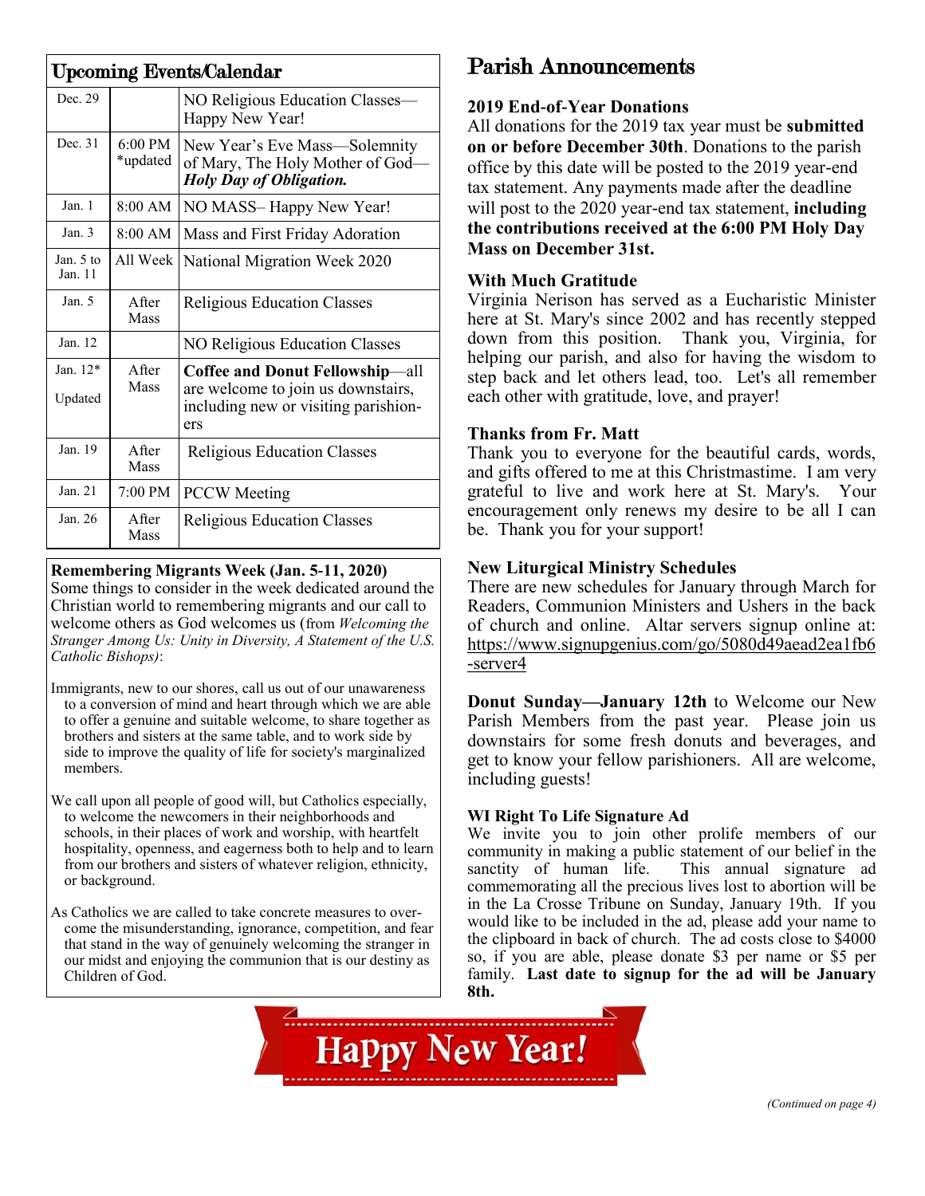## Upcoming Events/Calendar

| Date | Time | Event |
|---|---|---|
| Dec. 29 | | NO Religious Education Classes—Happy New Year! |
| Dec. 31 | 6:00 PM *updated | New Year's Eve Mass—Solemnity of Mary, The Holy Mother of God—***Holy Day of Obligation.*** |
| Jan. 1 | 8:00 AM | NO MASS– Happy New Year! |
| Jan. 3 | 8:00 AM | Mass and First Friday Adoration |
| Jan. 5 to Jan. 11 | All Week | National Migration Week 2020 |
| Jan. 5 | After Mass | Religious Education Classes |
| Jan. 12 | | NO Religious Education Classes |
| Jan. 12* Updated | After Mass | **Coffee and Donut Fellowship**—all are welcome to join us downstairs, including new or visiting parishioners |
| Jan. 19 | After Mass | Religious Education Classes |
| Jan. 21 | 7:00 PM | PCCW Meeting |
| Jan. 26 | After Mass | Religious Education Classes |

**Remembering Migrants Week (Jan. 5-11, 2020)**
Some things to consider in the week dedicated around the Christian world to remembering migrants and our call to welcome others as God welcomes us (from *Welcoming the Stranger Among Us: Unity in Diversity, A Statement of the U.S. Catholic Bishops)*:

Immigrants, new to our shores, call us out of our unawareness to a conversion of mind and heart through which we are able to offer a genuine and suitable welcome, to share together as brothers and sisters at the same table, and to work side by side to improve the quality of life for society's marginalized members.

We call upon all people of good will, but Catholics especially, to welcome the newcomers in their neighborhoods and schools, in their places of work and worship, with heartfelt hospitality, openness, and eagerness both to help and to learn from our brothers and sisters of whatever religion, ethnicity, or background.

As Catholics we are called to take concrete measures to overcome the misunderstanding, ignorance, competition, and fear that stand in the way of genuinely welcoming the stranger in our midst and enjoying the communion that is our destiny as Children of God.

# Parish Announcements

### 2019 End-of-Year Donations

All donations for the 2019 tax year must be **submitted on or before December 30th**. Donations to the parish office by this date will be posted to the 2019 year-end tax statement. Any payments made after the deadline will post to the 2020 year-end tax statement, **including the contributions received at the 6:00 PM Holy Day Mass on December 31st.**

### With Much Gratitude

Virginia Nerison has served as a Eucharistic Minister here at St. Mary's since 2002 and has recently stepped down from this position. Thank you, Virginia, for helping our parish, and also for having the wisdom to step back and let others lead, too. Let's all remember each other with gratitude, love, and prayer!

### Thanks from Fr. Matt

Thank you to everyone for the beautiful cards, words, and gifts offered to me at this Christmastime. I am very grateful to live and work here at St. Mary's. Your encouragement only renews my desire to be all I can be. Thank you for your support!

### New Liturgical Ministry Schedules

There are new schedules for January through March for Readers, Communion Ministers and Ushers in the back of church and online. Altar servers signup online at: https://www.signupgenius.com/go/5080d49aead2ea1fb6-server4

**Donut Sunday—January 12th** to Welcome our New Parish Members from the past year. Please join us downstairs for some fresh donuts and beverages, and get to know your fellow parishioners. All are welcome, including guests!

### WI Right To Life Signature Ad

We invite you to join other prolife members of our community in making a public statement of our belief in the sanctity of human life. This annual signature ad commemorating all the precious lives lost to abortion will be in the La Crosse Tribune on Sunday, January 19th. If you would like to be included in the ad, please add your name to the clipboard in back of church. The ad costs close to $4000 so, if you are able, please donate $3 per name or $5 per family. **Last date to signup for the ad will be January 8th.**

Happy New Year!

*(Continued on page 4)*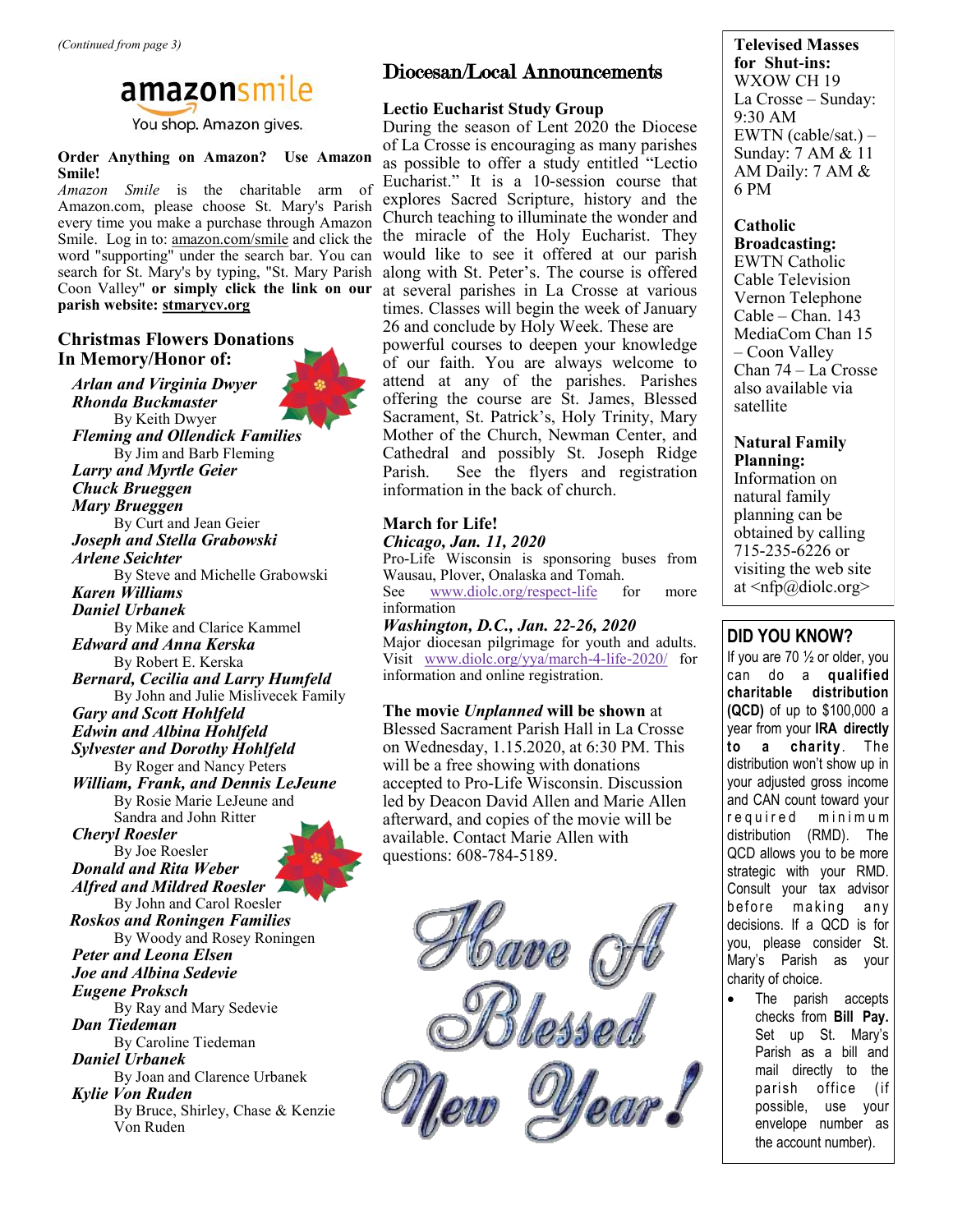*(Continued from page 3)*

amazonsmile

You shop. Amazon gives.

**Order Anything on Amazon? Use Amazon Smile!**

*Amazon Smile* is the charitable arm of Amazon.com, please choose St. Mary's Parish every time you make a purchase through Amazon Smile. Log in to: amazon.com/smile and click the word "supporting" under the search bar. You can search for St. Mary's by typing, "St. Mary Parish Coon Valley" **or simply click the link on our parish website: stmarycv.org**

## Christmas Flowers Donations In Memory/Honor of:

***Arlan and Virginia Dwyer***
***Rhonda Buckmaster***
By Keith Dwyer
***Fleming and Ollendick Families***
By Jim and Barb Fleming
***Larry and Myrtle Geier***
***Chuck Brueggen***
***Mary Brueggen***
By Curt and Jean Geier
***Joseph and Stella Grabowski***
***Arlene Seichter***
By Steve and Michelle Grabowski
***Karen Williams***
***Daniel Urbanek***
By Mike and Clarice Kammel
***Edward and Anna Kerska***
By Robert E. Kerska
***Bernard, Cecilia and Larry Humfeld***
By John and Julie Mislivecek Family
***Gary and Scott Hohlfeld***
***Edwin and Albina Hohlfeld***
***Sylvester and Dorothy Hohlfeld***
By Roger and Nancy Peters
***William, Frank, and Dennis LeJeune***
By Rosie Marie LeJeune and Sandra and John Ritter
***Cheryl Roesler***
By Joe Roesler
***Donald and Rita Weber***
***Alfred and Mildred Roesler***
By John and Carol Roesler
***Roskos and Roningen Families***
By Woody and Rosey Roningen
***Peter and Leona Elsen***
***Joe and Albina Sedevie***
***Eugene Proksch***
By Ray and Mary Sedevie
***Dan Tiedeman***
By Caroline Tiedeman
***Daniel Urbanek***
By Joan and Clarence Urbanek
***Kylie Von Ruden***
By Bruce, Shirley, Chase & Kenzie Von Ruden

# Diocesan/Local Announcements

**Lectio Eucharist Study Group**

During the season of Lent 2020 the Diocese of La Crosse is encouraging as many parishes as possible to offer a study entitled "Lectio Eucharist." It is a 10-session course that explores Sacred Scripture, history and the Church teaching to illuminate the wonder and the miracle of the Holy Eucharist. They would like to see it offered at our parish along with St. Peter's. The course is offered at several parishes in La Crosse at various times. Classes will begin the week of January 26 and conclude by Holy Week. These are powerful courses to deepen your knowledge of our faith. You are always welcome to attend at any of the parishes. Parishes offering the course are St. James, Blessed Sacrament, St. Patrick's, Holy Trinity, Mary Mother of the Church, Newman Center, and Cathedral and possibly St. Joseph Ridge Parish. See the flyers and registration information in the back of church.

**March for Life!**

***Chicago, Jan. 11, 2020***

Pro-Life Wisconsin is sponsoring buses from Wausau, Plover, Onalaska and Tomah.
See www.diolc.org/respect-life for more information

***Washington, D.C., Jan. 22-26, 2020***

Major diocesan pilgrimage for youth and adults. Visit www.diolc.org/yya/march-4-life-2020/ for information and online registration.

**The movie *Unplanned* will be shown** at Blessed Sacrament Parish Hall in La Crosse on Wednesday, 1.15.2020, at 6:30 PM. This will be a free showing with donations accepted to Pro-Life Wisconsin. Discussion led by Deacon David Allen and Marie Allen afterward, and copies of the movie will be available. Contact Marie Allen with questions: 608-784-5189.

*Have A Blessed New Year!*

**Televised Masses for Shut-ins:**
WXOW CH 19
La Crosse – Sunday: 9:30 AM
EWTN (cable/sat.) – Sunday: 7 AM & 11 AM Daily: 7 AM & 6 PM

**Catholic Broadcasting:**
EWTN Catholic Cable Television
Vernon Telephone Cable – Chan. 143
MediaCom Chan 15 – Coon Valley
Chan 74 – La Crosse also available via satellite

**Natural Family Planning:**
Information on natural family planning can be obtained by calling 715-235-6226 or visiting the web site at <nfp@diolc.org>

**DID YOU KNOW?**

If you are 70 ½ or older, you can do a **qualified charitable distribution (QCD)** of up to $100,000 a year from your **IRA directly to a charity**. The distribution won't show up in your adjusted gross income and CAN count toward your required minimum distribution (RMD). The QCD allows you to be more strategic with your RMD. Consult your tax advisor before making any decisions. If a QCD is for you, please consider St. Mary's Parish as your charity of choice.

- The parish accepts checks from **Bill Pay.** Set up St. Mary's Parish as a bill and mail directly to the parish office (if possible, use your envelope number as the account number).